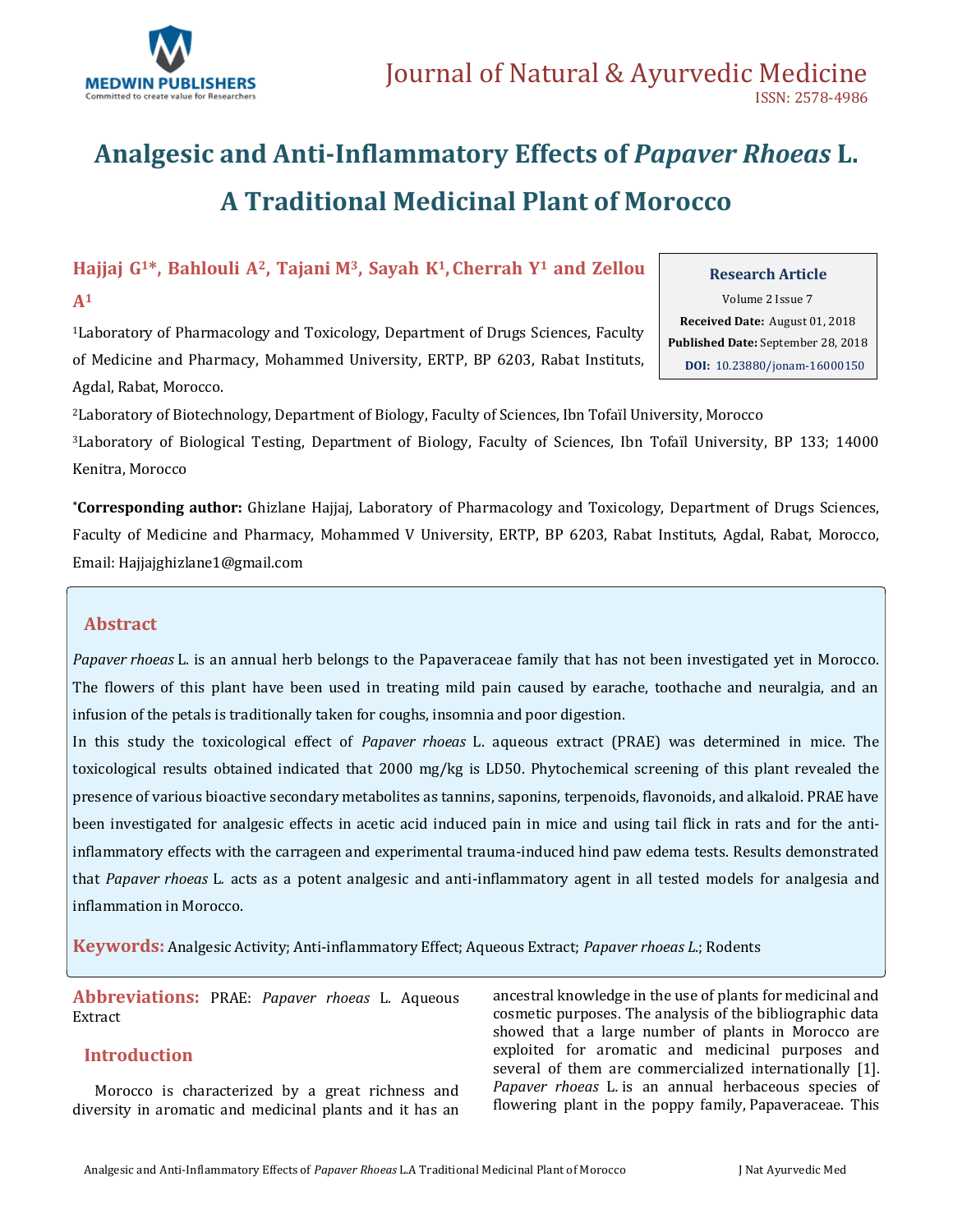# Analgesic and Anti-Inflammatory Effects of *Papaver Rhoeas* L. A Traditional Medicinal Plant of Morocco

**Hajjaj G[1]*, Bahlouli A[2], Tajani M[3], Sayah K[1], Cherrah Y[1] and Zellou A[1]**

[1]Laboratory of Pharmacology and Toxicology, Department of Drugs Sciences, Faculty of Medicine and Pharmacy, Mohammed University, ERTP, BP 6203, Rabat Instituts, Agdal, Rabat, Morocco.

[2]Laboratory of Biotechnology, Department of Biology, Faculty of Sciences, Ibn Tofaïl University, Morocco

[3]Laboratory of Biological Testing, Department of Biology, Faculty of Sciences, Ibn Tofaïl University, BP 133; 14000 Kenitra, Morocco

***Corresponding author:** Ghizlane Hajjaj, Laboratory of Pharmacology and Toxicology, Department of Drugs Sciences, Faculty of Medicine and Pharmacy, Mohammed V University, ERTP, BP 6203, Rabat Instituts, Agdal, Rabat, Morocco, Email: Hajjajghizlane1@gmail.com

**Research Article**
Volume 2 Issue 7
**Received Date:** August 01, 2018
**Published Date:** September 28, 2018
**DOI:** 10.23880/jonam-16000150

## Abstract

*Papaver rhoeas* L. is an annual herb belongs to the Papaveraceae family that has not been investigated yet in Morocco. The flowers of this plant have been used in treating mild pain caused by earache, toothache and neuralgia, and an infusion of the petals is traditionally taken for coughs, insomnia and poor digestion.

In this study the toxicological effect of *Papaver rhoeas* L. aqueous extract (PRAE) was determined in mice. The toxicological results obtained indicated that 2000 mg/kg is LD50. Phytochemical screening of this plant revealed the presence of various bioactive secondary metabolites as tannins, saponins, terpenoids, flavonoids, and alkaloid. PRAE have been investigated for analgesic effects in acetic acid induced pain in mice and using tail flick in rats and for the anti-inflammatory effects with the carrageen and experimental trauma-induced hind paw edema tests. Results demonstrated that *Papaver rhoeas* L. acts as a potent analgesic and anti-inflammatory agent in all tested models for analgesia and inflammation in Morocco.

**Keywords:** Analgesic Activity; Anti-inflammatory Effect; Aqueous Extract; *Papaver rhoeas L.*; Rodents

**Abbreviations:** PRAE: *Papaver rhoeas* L. Aqueous Extract

## Introduction

Morocco is characterized by a great richness and diversity in aromatic and medicinal plants and it has an ancestral knowledge in the use of plants for medicinal and cosmetic purposes. The analysis of the bibliographic data showed that a large number of plants in Morocco are exploited for aromatic and medicinal purposes and several of them are commercialized internationally [1]. *Papaver rhoeas* L. is an annual herbaceous species of flowering plant in the poppy family, Papaveraceae. This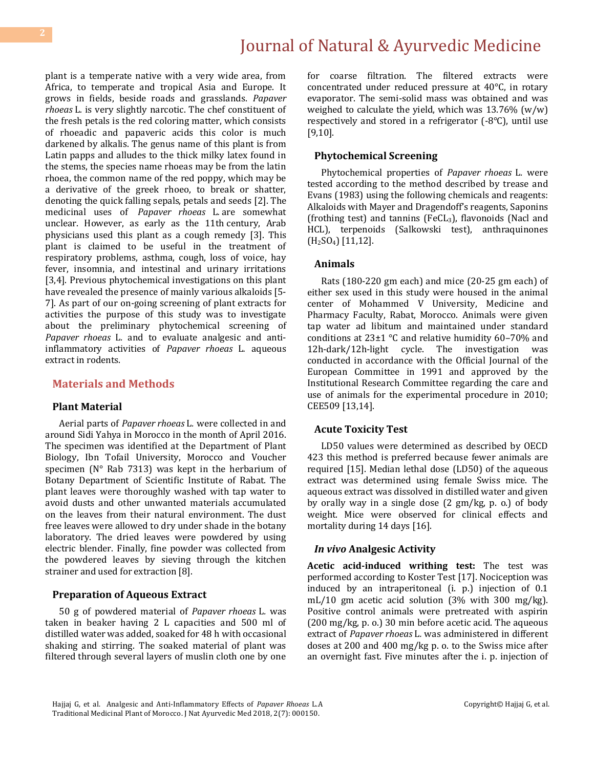plant is a temperate native with a very wide area, from Africa, to temperate and tropical Asia and Europe. It grows in fields, beside roads and grasslands. *Papaver rhoeas* L. is very slightly narcotic. The chef constituent of the fresh petals is the red coloring matter, which consists of rhoeadic and papaveric acids this color is much darkened by alkalis. The genus name of this plant is from Latin papps and alludes to the thick milky latex found in the stems, the species name rhoeas may be from the latin rhoea, the common name of the red poppy, which may be a derivative of the greek rhoeo, to break or shatter, denoting the quick falling sepals, petals and seeds [2]. The medicinal uses of *Papaver rhoeas* L. are somewhat unclear. However, as early as the 11th century, Arab physicians used this plant as a cough remedy [3]. This plant is claimed to be useful in the treatment of respiratory problems, asthma, cough, loss of voice, hay fever, insomnia, and intestinal and urinary irritations [3,4]. Previous phytochemical investigations on this plant have revealed the presence of mainly various alkaloids [5-7]. As part of our on-going screening of plant extracts for activities the purpose of this study was to investigate about the preliminary phytochemical screening of *Papaver rhoeas* L. and to evaluate analgesic and anti-inflammatory activities of *Papaver rhoeas* L. aqueous extract in rodents.

## Materials and Methods

### Plant Material

Aerial parts of *Papaver rhoeas* L. were collected in and around Sidi Yahya in Morocco in the month of April 2016. The specimen was identified at the Department of Plant Biology, Ibn Tofail University, Morocco and Voucher specimen (N° Rab 7313) was kept in the herbarium of Botany Department of Scientific Institute of Rabat. The plant leaves were thoroughly washed with tap water to avoid dusts and other unwanted materials accumulated on the leaves from their natural environment. The dust free leaves were allowed to dry under shade in the botany laboratory. The dried leaves were powdered by using electric blender. Finally, fine powder was collected from the powdered leaves by sieving through the kitchen strainer and used for extraction [8].

### Preparation of Aqueous Extract

50 g of powdered material of *Papaver rhoeas* L. was taken in beaker having 2 L capacities and 500 ml of distilled water was added, soaked for 48 h with occasional shaking and stirring. The soaked material of plant was filtered through several layers of muslin cloth one by one for coarse filtration. The filtered extracts were concentrated under reduced pressure at 40°C, in rotary evaporator. The semi-solid mass was obtained and was weighed to calculate the yield, which was 13.76% (w/w) respectively and stored in a refrigerator (-8°C), until use [9,10].

### Phytochemical Screening

Phytochemical properties of *Papaver rhoeas* L. were tested according to the method described by trease and Evans (1983) using the following chemicals and reagents: Alkaloids with Mayer and Dragendoff's reagents, Saponins (frothing test) and tannins ($FeCL_3$), flavonoids (Nacl and HCL), terpenoids (Salkowski test), anthraquinones ($H_2SO_4$) [11,12].

### Animals

Rats (180-220 gm each) and mice (20-25 gm each) of either sex used in this study were housed in the animal center of Mohammed V University, Medicine and Pharmacy Faculty, Rabat, Morocco. Animals were given tap water ad libitum and maintained under standard conditions at 23±1 °C and relative humidity 60–70% and 12h-dark/12h-light cycle. The investigation was conducted in accordance with the Official Journal of the European Committee in 1991 and approved by the Institutional Research Committee regarding the care and use of animals for the experimental procedure in 2010; CEE509 [13,14].

### Acute Toxicity Test

LD50 values were determined as described by OECD 423 this method is preferred because fewer animals are required [15]. Median lethal dose (LD50) of the aqueous extract was determined using female Swiss mice. The aqueous extract was dissolved in distilled water and given by orally way in a single dose (2 gm/kg, p. o.) of body weight. Mice were observed for clinical effects and mortality during 14 days [16].

### *In vivo* Analgesic Activity

**Acetic acid-induced writhing test:** The test was performed according to Koster Test [17]. Nociception was induced by an intraperitoneal (i. p.) injection of 0.1 mL/10 gm acetic acid solution (3% with 300 mg/kg). Positive control animals were pretreated with aspirin (200 mg/kg, p. o.) 30 min before acetic acid. The aqueous extract of *Papaver rhoeas* L. was administered in different doses at 200 and 400 mg/kg p. o. to the Swiss mice after an overnight fast. Five minutes after the i. p. injection of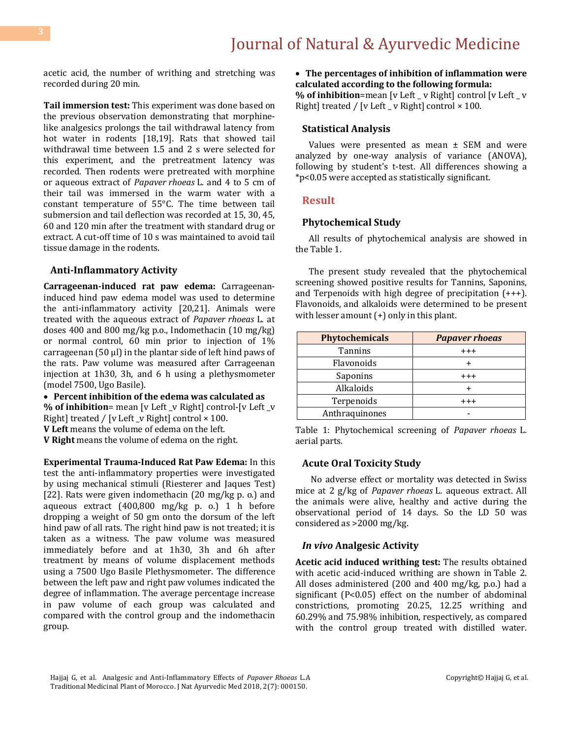acetic acid, the number of writhing and stretching was recorded during 20 min.

**Tail immersion test:** This experiment was done based on the previous observation demonstrating that morphine-like analgesics prolongs the tail withdrawal latency from hot water in rodents [18,19]. Rats that showed tail withdrawal time between 1.5 and 2 s were selected for this experiment, and the pretreatment latency was recorded. Then rodents were pretreated with morphine or aqueous extract of *Papaver rhoeas* L. and 4 to 5 cm of their tail was immersed in the warm water with a constant temperature of 55°C. The time between tail submersion and tail deflection was recorded at 15, 30, 45, 60 and 120 min after the treatment with standard drug or extract. A cut-off time of 10 s was maintained to avoid tail tissue damage in the rodents.

### Anti-Inflammatory Activity

**Carrageenan-induced rat paw edema:** Carrageenan-induced hind paw edema model was used to determine the anti-inflammatory activity [20,21]. Animals were treated with the aqueous extract of *Papaver rhoeas* L. at doses 400 and 800 mg/kg p.o., Indomethacin (10 mg/kg) or normal control, 60 min prior to injection of 1% carrageenan (50 µl) in the plantar side of left hind paws of the rats. Paw volume was measured after Carrageenan injection at 1h30, 3h, and 6 h using a plethysmometer (model 7500, Ugo Basile).

- **Percent inhibition of the edema was calculated as**

**% of inhibition**= mean [v Left _v Right] control-[v Left _v Right] treated / [v Left _v Right] control × 100.

**V Left** means the volume of edema on the left.

**V Right** means the volume of edema on the right.

**Experimental Trauma-Induced Rat Paw Edema:** In this test the anti-inflammatory properties were investigated by using mechanical stimuli (Riesterer and Jaques Test) [22]. Rats were given indomethacin (20 mg/kg p. o.) and aqueous extract (400,800 mg/kg p. o.) 1 h before dropping a weight of 50 gm onto the dorsum of the left hind paw of all rats. The right hind paw is not treated; it is taken as a witness. The paw volume was measured immediately before and at 1h30, 3h and 6h after treatment by means of volume displacement methods using a 7500 Ugo Basile Plethysmometer. The difference between the left paw and right paw volumes indicated the degree of inflammation. The average percentage increase in paw volume of each group was calculated and compared with the control group and the indomethacin group.

- **The percentages of inhibition of inflammation were calculated according to the following formula:**

**% of inhibition**=mean [v Left _ v Right] control [v Left _ v Right] treated / [v Left _ v Right] control × 100.

### Statistical Analysis

Values were presented as mean ± SEM and were analyzed by one-way analysis of variance (ANOVA), following by student's t-test. All differences showing a *p<0.05 were accepted as statistically significant.

## Result

### Phytochemical Study

All results of phytochemical analysis are showed in the Table 1.

The present study revealed that the phytochemical screening showed positive results for Tannins, Saponins, and Terpenoids with high degree of precipitation (+++). Flavonoids, and alkaloids were determined to be present with lesser amount (+) only in this plant.

| Phytochemicals | *Papaver rhoeas* |
|---|---|
| Tannins | +++ |
| Flavonoids | + |
| Saponins | +++ |
| Alkaloids | + |
| Terpenoids | +++ |
| Anthraquinones | - |

Table 1: Phytochemical screening of *Papaver rhoeas* L. aerial parts.

### Acute Oral Toxicity Study

No adverse effect or mortality was detected in Swiss mice at 2 g/kg of *Papaver rhoeas* L. aqueous extract. All the animals were alive, healthy and active during the observational period of 14 days. So the LD 50 was considered as >2000 mg/kg.

### *In vivo* Analgesic Activity

**Acetic acid induced writhing test:** The results obtained with acetic acid-induced writhing are shown in Table 2. All doses administered (200 and 400 mg/kg, p.o.) had a significant (P<0.05) effect on the number of abdominal constrictions, promoting 20.25, 12.25 writhing and 60.29% and 75.98% inhibition, respectively, as compared with the control group treated with distilled water.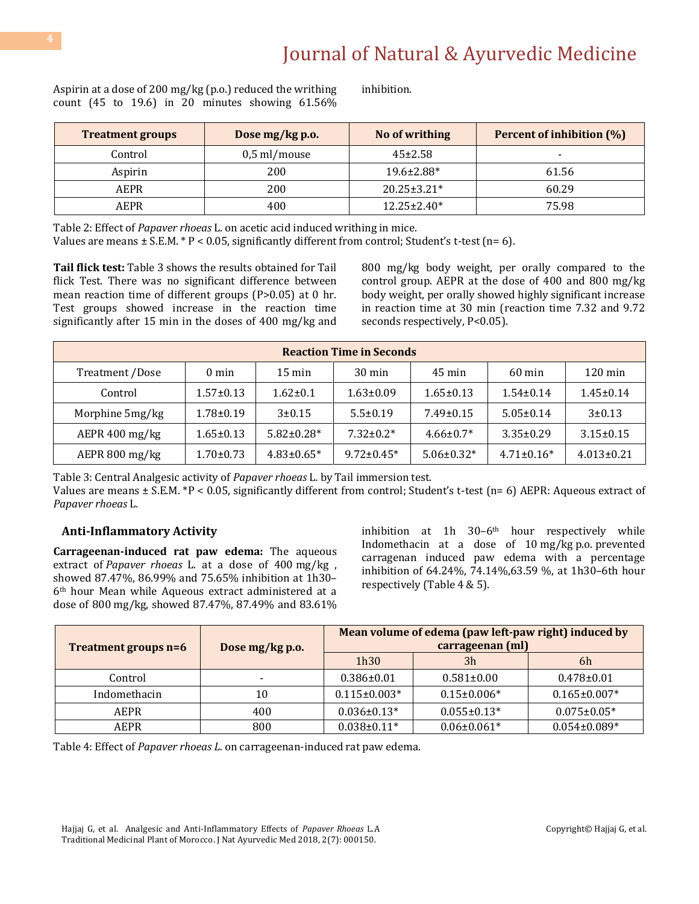Aspirin at a dose of 200 mg/kg (p.o.) reduced the writhing count (45 to 19.6) in 20 minutes showing 61.56% inhibition.

| Treatment groups | Dose mg/kg p.o. | No of writhing | Percent of inhibition (%) |
|---|---|---|---|
| Control | 0,5 ml/mouse | 45±2.58 | - |
| Aspirin | 200 | 19.6±2.88* | 61.56 |
| AEPR | 200 | 20.25±3.21* | 60.29 |
| AEPR | 400 | 12.25±2.40* | 75.98 |

Table 2: Effect of *Papaver rhoeas* L. on acetic acid induced writhing in mice.
Values are means ± S.E.M. * P < 0.05, significantly different from control; Student's t-test (n= 6).

**Tail flick test:** Table 3 shows the results obtained for Tail flick Test. There was no significant difference between mean reaction time of different groups (P>0.05) at 0 hr. Test groups showed increase in the reaction time significantly after 15 min in the doses of 400 mg/kg and 800 mg/kg body weight, per orally compared to the control group. AEPR at the dose of 400 and 800 mg/kg body weight, per orally showed highly significant increase in reaction time at 30 min (reaction time 7.32 and 9.72 seconds respectively, P<0.05).

| Reaction Time in Seconds | | | | | | |
|---|---|---|---|---|---|---|
| Treatment /Dose | 0 min | 15 min | 30 min | 45 min | 60 min | 120 min |
| Control | 1.57±0.13 | 1.62±0.1 | 1.63±0.09 | 1.65±0.13 | 1.54±0.14 | 1.45±0.14 |
| Morphine 5mg/kg | 1.78±0.19 | 3±0.15 | 5.5±0.19 | 7.49±0.15 | 5.05±0.14 | 3±0.13 |
| AEPR 400 mg/kg | 1.65±0.13 | 5.82±0.28* | 7.32±0.2* | 4.66±0.7* | 3.35±0.29 | 3.15±0.15 |
| AEPR 800 mg/kg | 1.70±0.73 | 4.83±0.65* | 9.72±0.45* | 5.06±0.32* | 4.71±0.16* | 4.013±0.21 |

Table 3: Central Analgesic activity of *Papaver rhoeas* L. by Tail immersion test.
Values are means ± S.E.M. *P < 0.05, significantly different from control; Student's t-test (n= 6) AEPR: Aqueous extract of *Papaver rhoeas* L.

### Anti-Inflammatory Activity

**Carrageenan-induced rat paw edema:** The aqueous extract of *Papaver rhoeas* L. at a dose of 400 mg/kg , showed 87.47%, 86.99% and 75.65% inhibition at 1h30–6th hour Mean while Aqueous extract administered at a dose of 800 mg/kg, showed 87.47%, 87.49% and 83.61% inhibition at 1h 30–6th hour respectively while Indomethacin at a dose of 10 mg/kg p.o. prevented carragenan induced paw edema with a percentage inhibition of 64.24%, 74.14%,63.59 %, at 1h30–6th hour respectively (Table 4 & 5).

| Treatment groups n=6 | Dose mg/kg p.o. | Mean volume of edema (paw left-paw right) induced by carrageenan (ml) | | |
|---|---|---|---|---|
| | | 1h30 | 3h | 6h |
| Control | - | 0.386±0.01 | 0.581±0.00 | 0.478±0.01 |
| Indomethacin | 10 | 0.115±0.003* | 0.15±0.006* | 0.165±0.007* |
| AEPR | 400 | 0.036±0.13* | 0.055±0.13* | 0.075±0.05* |
| AEPR | 800 | 0.038±0.11* | 0.06±0.061* | 0.054±0.089* |

Table 4: Effect of *Papaver rhoeas L.* on carrageenan-induced rat paw edema.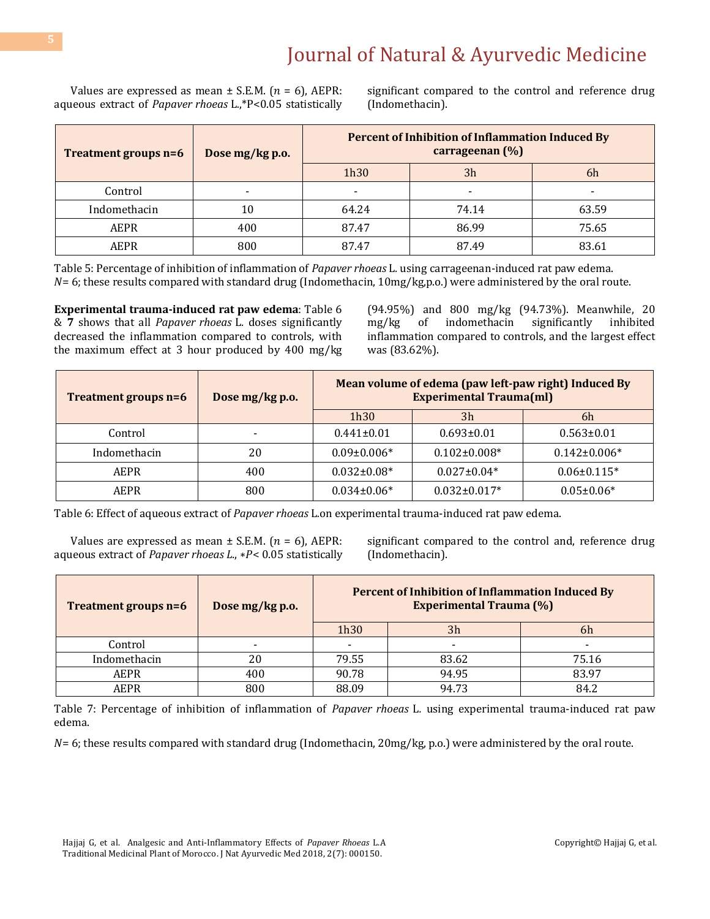Values are expressed as mean ± S.E.M. ($n$ = 6), AEPR: aqueous extract of *Papaver rhoeas* L.,*P<0.05 statistically significant compared to the control and reference drug (Indomethacin).

| Treatment groups n=6 | Dose mg/kg p.o. | Percent of Inhibition of Inflammation Induced By carrageenan (%) | | |
|---|---|---|---|---|
| | | 1h30 | 3h | 6h |
| Control | - | - | - | - |
| Indomethacin | 10 | 64.24 | 74.14 | 63.59 |
| AEPR | 400 | 87.47 | 86.99 | 75.65 |
| AEPR | 800 | 87.47 | 87.49 | 83.61 |

Table 5: Percentage of inhibition of inflammation of *Papaver rhoeas* L. using carrageenan-induced rat paw edema. *N*= 6; these results compared with standard drug (Indomethacin, 10mg/kg,p.o.) were administered by the oral route.

**Experimental trauma-induced rat paw edema**: Table 6 & **7** shows that all *Papaver rhoeas* L. doses significantly decreased the inflammation compared to controls, with the maximum effect at 3 hour produced by 400 mg/kg (94.95%) and 800 mg/kg (94.73%). Meanwhile, 20 mg/kg of indomethacin significantly inhibited inflammation compared to controls, and the largest effect was (83.62%).

| Treatment groups n=6 | Dose mg/kg p.o. | Mean volume of edema (paw left-paw right) Induced By Experimental Trauma(ml) | | |
|---|---|---|---|---|
| | | 1h30 | 3h | 6h |
| Control | - | 0.441±0.01 | 0.693±0.01 | 0.563±0.01 |
| Indomethacin | 20 | 0.09±0.006* | 0.102±0.008* | 0.142±0.006* |
| AEPR | 400 | 0.032±0.08* | 0.027±0.04* | 0.06±0.115* |
| AEPR | 800 | 0.034±0.06* | 0.032±0.017* | 0.05±0.06* |

Table 6: Effect of aqueous extract of *Papaver rhoeas* L.on experimental trauma-induced rat paw edema.

Values are expressed as mean ± S.E.M. ($n$ = 6), AEPR: aqueous extract of *Papaver rhoeas L*., ∗$P$< 0.05 statistically significant compared to the control and, reference drug (Indomethacin).

| Treatment groups n=6 | Dose mg/kg p.o. | Percent of Inhibition of Inflammation Induced By Experimental Trauma (%) | | |
|---|---|---|---|---|
| | | 1h30 | 3h | 6h |
| Control | - | - | - | - |
| Indomethacin | 20 | 79.55 | 83.62 | 75.16 |
| AEPR | 400 | 90.78 | 94.95 | 83.97 |
| AEPR | 800 | 88.09 | 94.73 | 84.2 |

Table 7: Percentage of inhibition of inflammation of *Papaver rhoeas* L. using experimental trauma-induced rat paw edema.

*N*= 6; these results compared with standard drug (Indomethacin, 20mg/kg, p.o.) were administered by the oral route.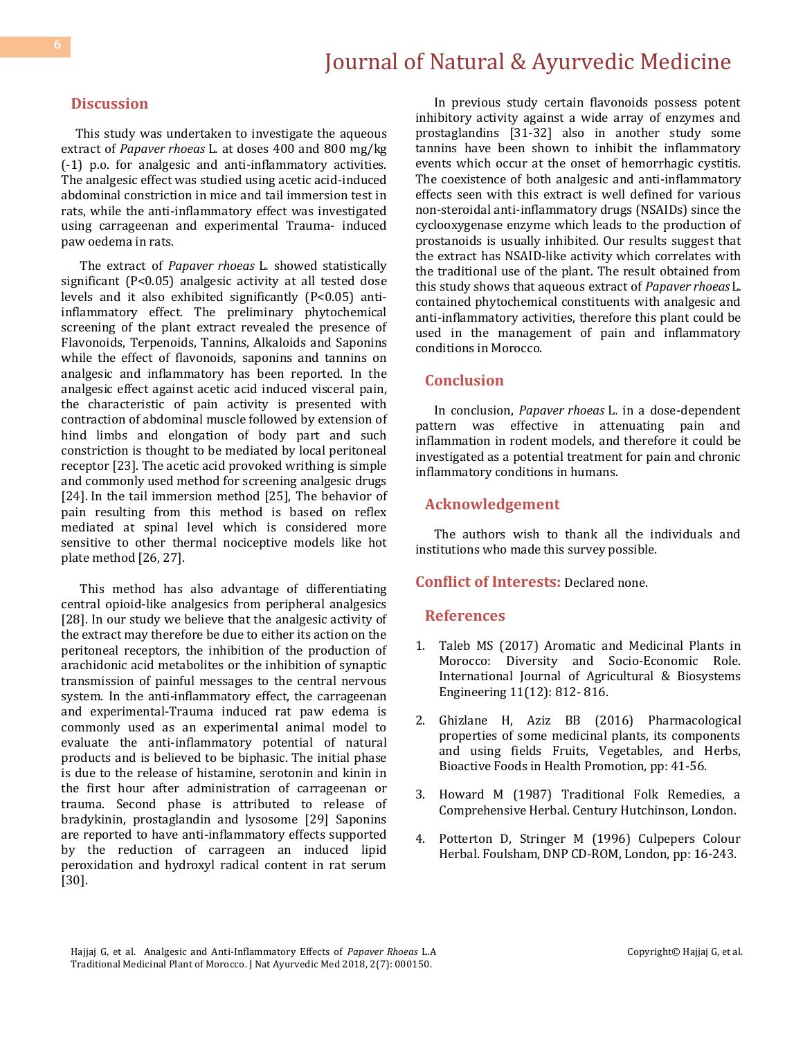## Discussion

This study was undertaken to investigate the aqueous extract of *Papaver rhoeas* L. at doses 400 and 800 mg/kg (-1) p.o. for analgesic and anti-inflammatory activities. The analgesic effect was studied using acetic acid-induced abdominal constriction in mice and tail immersion test in rats, while the anti-inflammatory effect was investigated using carrageenan and experimental Trauma- induced paw oedema in rats.

The extract of *Papaver rhoeas* L. showed statistically significant ($P<0.05$) analgesic activity at all tested dose levels and it also exhibited significantly ($P<0.05$) anti-inflammatory effect. The preliminary phytochemical screening of the plant extract revealed the presence of Flavonoids, Terpenoids, Tannins, Alkaloids and Saponins while the effect of flavonoids, saponins and tannins on analgesic and inflammatory has been reported. In the analgesic effect against acetic acid induced visceral pain, the characteristic of pain activity is presented with contraction of abdominal muscle followed by extension of hind limbs and elongation of body part and such constriction is thought to be mediated by local peritoneal receptor [23]. The acetic acid provoked writhing is simple and commonly used method for screening analgesic drugs [24]. In the tail immersion method [25], The behavior of pain resulting from this method is based on reflex mediated at spinal level which is considered more sensitive to other thermal nociceptive models like hot plate method [26, 27].

This method has also advantage of differentiating central opioid-like analgesics from peripheral analgesics [28]. In our study we believe that the analgesic activity of the extract may therefore be due to either its action on the peritoneal receptors, the inhibition of the production of arachidonic acid metabolites or the inhibition of synaptic transmission of painful messages to the central nervous system. In the anti-inflammatory effect, the carrageenan and experimental-Trauma induced rat paw edema is commonly used as an experimental animal model to evaluate the anti-inflammatory potential of natural products and is believed to be biphasic. The initial phase is due to the release of histamine, serotonin and kinin in the first hour after administration of carrageenan or trauma. Second phase is attributed to release of bradykinin, prostaglandin and lysosome [29] Saponins are reported to have anti-inflammatory effects supported by the reduction of carrageen an induced lipid peroxidation and hydroxyl radical content in rat serum [30].

In previous study certain flavonoids possess potent inhibitory activity against a wide array of enzymes and prostaglandins [31-32] also in another study some tannins have been shown to inhibit the inflammatory events which occur at the onset of hemorrhagic cystitis. The coexistence of both analgesic and anti-inflammatory effects seen with this extract is well defined for various non-steroidal anti-inflammatory drugs (NSAIDs) since the cyclooxygenase enzyme which leads to the production of prostanoids is usually inhibited. Our results suggest that the extract has NSAID-like activity which correlates with the traditional use of the plant. The result obtained from this study shows that aqueous extract of *Papaver rhoeas* L. contained phytochemical constituents with analgesic and anti-inflammatory activities, therefore this plant could be used in the management of pain and inflammatory conditions in Morocco.

## Conclusion

In conclusion, *Papaver rhoeas* L. in a dose-dependent pattern was effective in attenuating pain and inflammation in rodent models, and therefore it could be investigated as a potential treatment for pain and chronic inflammatory conditions in humans.

## Acknowledgement

The authors wish to thank all the individuals and institutions who made this survey possible.

**Conflict of Interests:** Declared none.

## References

1. Taleb MS (2017) Aromatic and Medicinal Plants in Morocco: Diversity and Socio-Economic Role. International Journal of Agricultural & Biosystems Engineering 11(12): 812- 816.
2. Ghizlane H, Aziz BB (2016) Pharmacological properties of some medicinal plants, its components and using fields Fruits, Vegetables, and Herbs, Bioactive Foods in Health Promotion, pp: 41-56.
3. Howard M (1987) Traditional Folk Remedies, a Comprehensive Herbal. Century Hutchinson, London.
4. Potterton D, Stringer M (1996) Culpepers Colour Herbal. Foulsham, DNP CD-ROM, London, pp: 16-243.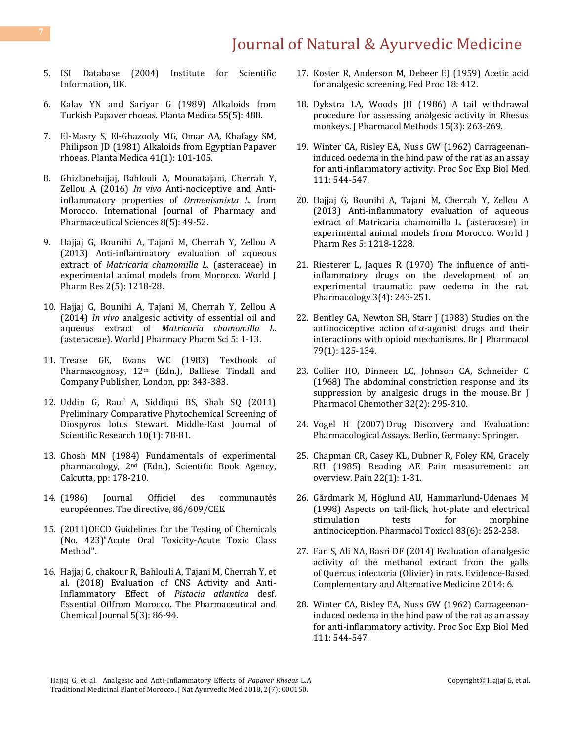5. ISI Database (2004) Institute for Scientific Information, UK.

6. Kalav YN and Sariyar G (1989) Alkaloids from Turkish Papaver rhoeas. Planta Medica 55(5): 488.

7. El-Masry S, El-Ghazooly MG, Omar AA, Khafagy SM, Philipson JD (1981) Alkaloids from Egyptian Papaver rhoeas. Planta Medica 41(1): 101-105.

8. Ghizlanehajjaj, Bahlouli A, Mounatajani, Cherrah Y, Zellou A (2016) *In vivo* Anti-nociceptive and Anti-inflammatory properties of *Ormenismixta L.* from Morocco. International Journal of Pharmacy and Pharmaceutical Sciences 8(5): 49-52.

9. Hajjaj G, Bounihi A, Tajani M, Cherrah Y, Zellou A (2013) Anti-inflammatory evaluation of aqueous extract of *Matricaria chamomilla L.* (asteraceae) in experimental animal models from Morocco. World J Pharm Res 2(5): 1218-28.

10. Hajjaj G, Bounihi A, Tajani M, Cherrah Y, Zellou A (2014) *In vivo* analgesic activity of essential oil and aqueous extract of *Matricaria chamomilla L.* (asteraceae). World J Pharmacy Pharm Sci 5: 1-13.

11. Trease GE, Evans WC (1983) Textbook of Pharmacognosy, 12th (Edn.), Balliese Tindall and Company Publisher, London, pp: 343-383.

12. Uddin G, Rauf A, Siddiqui BS, Shah SQ (2011) Preliminary Comparative Phytochemical Screening of Diospyros lotus Stewart. Middle-East Journal of Scientific Research 10(1): 78-81.

13. Ghosh MN (1984) Fundamentals of experimental pharmacology, 2nd (Edn.), Scientific Book Agency, Calcutta, pp: 178-210.

14. (1986) Journal Officiel des communautés européennes. The directive, 86/609/CEE.

15. (2011)OECD Guidelines for the Testing of Chemicals (No. 423)"Acute Oral Toxicity-Acute Toxic Class Method".

16. Hajjaj G, chakour R, Bahlouli A, Tajani M, Cherrah Y, et al. (2018) Evaluation of CNS Activity and Anti-Inflammatory Effect of *Pistacia atlantica* desf. Essential Oilfrom Morocco. The Pharmaceutical and Chemical Journal 5(3): 86-94.

17. Koster R, Anderson M, Debeer EJ (1959) Acetic acid for analgesic screening. Fed Proc 18: 412.

18. Dykstra LA, Woods JH (1986) A tail withdrawal procedure for assessing analgesic activity in Rhesus monkeys. J Pharmacol Methods 15(3): 263-269.

19. Winter CA, Risley EA, Nuss GW (1962) Carrageenan-induced oedema in the hind paw of the rat as an assay for anti-inflammatory activity. Proc Soc Exp Biol Med 111: 544-547.

20. Hajjaj G, Bounihi A, Tajani M, Cherrah Y, Zellou A (2013) Anti-inflammatory evaluation of aqueous extract of Matricaria chamomilla L. (asteraceae) in experimental animal models from Morocco. World J Pharm Res 5: 1218-1228.

21. Riesterer L, Jaques R (1970) The influence of anti-inflammatory drugs on the development of an experimental traumatic paw oedema in the rat. Pharmacology 3(4): 243-251.

22. Bentley GA, Newton SH, Starr J (1983) Studies on the antinociceptive action of α-agonist drugs and their interactions with opioid mechanisms. Br J Pharmacol 79(1): 125-134.

23. Collier HO, Dinneen LC, Johnson CA, Schneider C (1968) The abdominal constriction response and its suppression by analgesic drugs in the mouse. Br J Pharmacol Chemother 32(2): 295-310.

24. Vogel H (2007) Drug Discovery and Evaluation: Pharmacological Assays. Berlin, Germany: Springer.

25. Chapman CR, Casey KL, Dubner R, Foley KM, Gracely RH (1985) Reading AE Pain measurement: an overview. Pain 22(1): 1-31.

26. Gårdmark M, Höglund AU, Hammarlund-Udenaes M (1998) Aspects on tail-flick, hot-plate and electrical stimulation tests for morphine antinociception. Pharmacol Toxicol 83(6): 252-258.

27. Fan S, Ali NA, Basri DF (2014) Evaluation of analgesic activity of the methanol extract from the galls of Quercus infectoria (Olivier) in rats. Evidence-Based Complementary and Alternative Medicine 2014: 6.

28. Winter CA, Risley EA, Nuss GW (1962) Carrageenan-induced oedema in the hind paw of the rat as an assay for anti-inflammatory activity. Proc Soc Exp Biol Med 111: 544-547.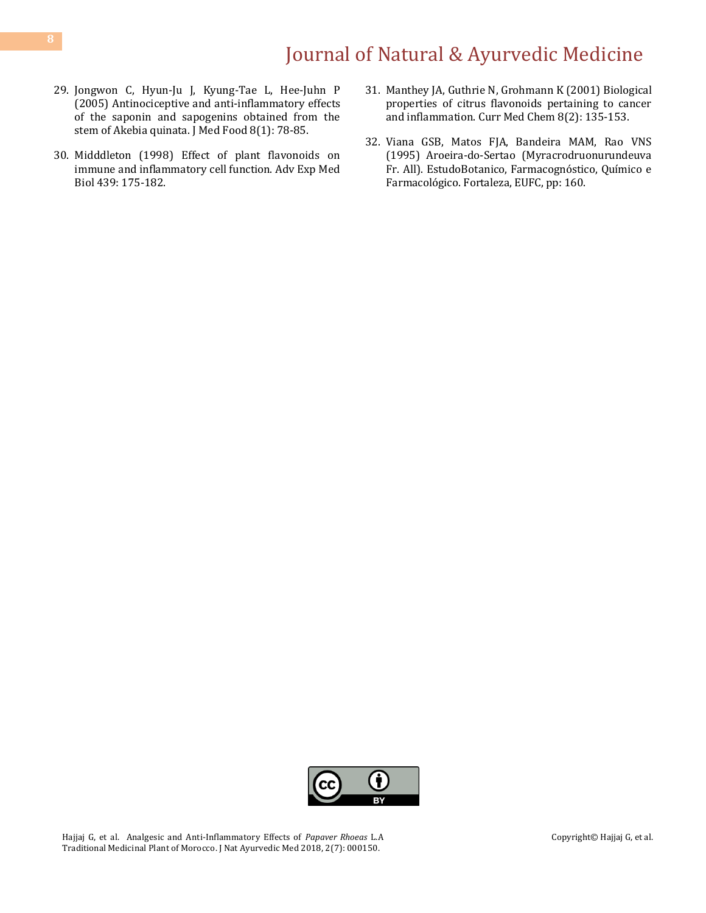29. Jongwon C, Hyun-Ju J, Kyung-Tae L, Hee-Juhn P (2005) Antinociceptive and anti-inflammatory effects of the saponin and sapogenins obtained from the stem of Akebia quinata. J Med Food 8(1): 78-85.
30. Midddleton (1998) Effect of plant flavonoids on immune and inflammatory cell function. Adv Exp Med Biol 439: 175-182.
31. Manthey JA, Guthrie N, Grohmann K (2001) Biological properties of citrus flavonoids pertaining to cancer and inflammation. Curr Med Chem 8(2): 135-153.
32. Viana GSB, Matos FJA, Bandeira MAM, Rao VNS (1995) Aroeira-do-Sertao (Myracrodruonurundeuva Fr. All). EstudoBotanico, Farmacognóstico, Químico e Farmacológico. Fortaleza, EUFC, pp: 160.